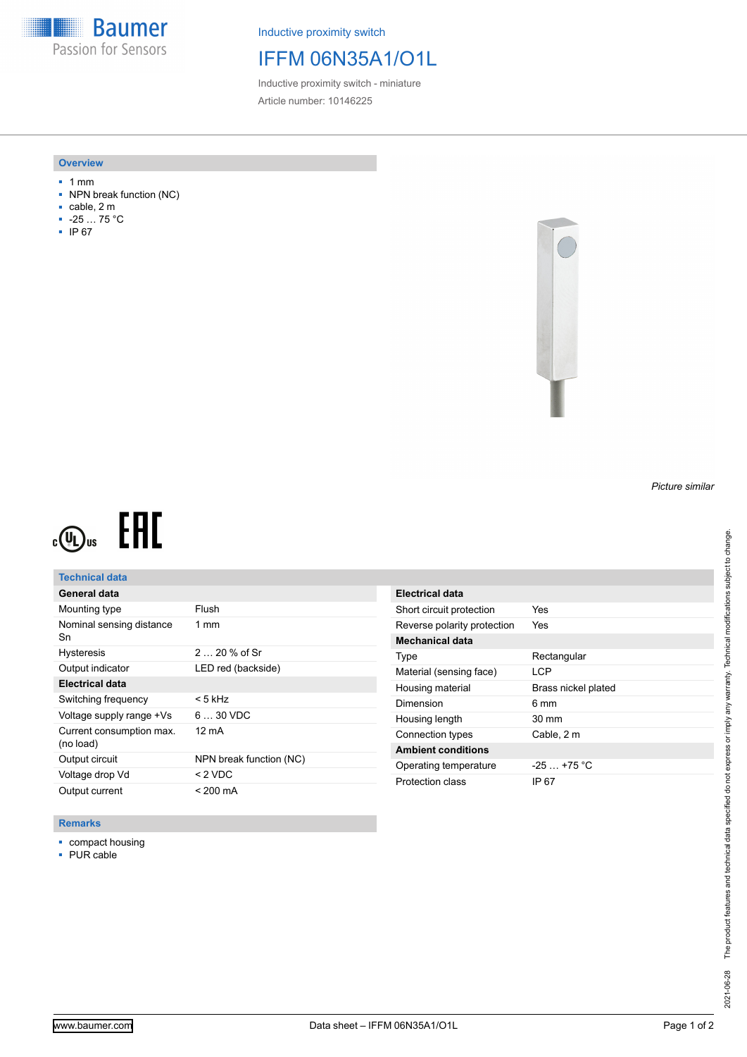Baumer
Passion for Sensors

Inductive proximity switch

# IFFM 06N35A1/O1L

Inductive proximity switch - miniature

Article number: 10146225

## Overview

- 1 mm
- NPN break function (NC)
- cable, 2 m
- -25 … 75 °C
- IP 67

*Picture similar*

## Technical data

| General data | |
|---|---|
| Mounting type | Flush |
| Nominal sensing distance Sn | 1 mm |
| Hysteresis | 2 … 20 % of Sr |
| Output indicator | LED red (backside) |
| **Electrical data** | |
| Switching frequency | < 5 kHz |
| Voltage supply range +Vs | 6 … 30 VDC |
| Current consumption max. (no load) | 12 mA |
| Output circuit | NPN break function (NC) |
| Voltage drop Vd | < 2 VDC |
| Output current | < 200 mA |

| Electrical data | |
|---|---|
| Short circuit protection | Yes |
| Reverse polarity protection | Yes |
| **Mechanical data** | |
| Type | Rectangular |
| Material (sensing face) | LCP |
| Housing material | Brass nickel plated |
| Dimension | 6 mm |
| Housing length | 30 mm |
| Connection types | Cable, 2 m |
| **Ambient conditions** | |
| Operating temperature | -25 … +75 °C |
| Protection class | IP 67 |

## Remarks

- compact housing
- PUR cable

The product features and technical data specified do not express or imply any warranty. Technical modifications subject to change.

2021-06-28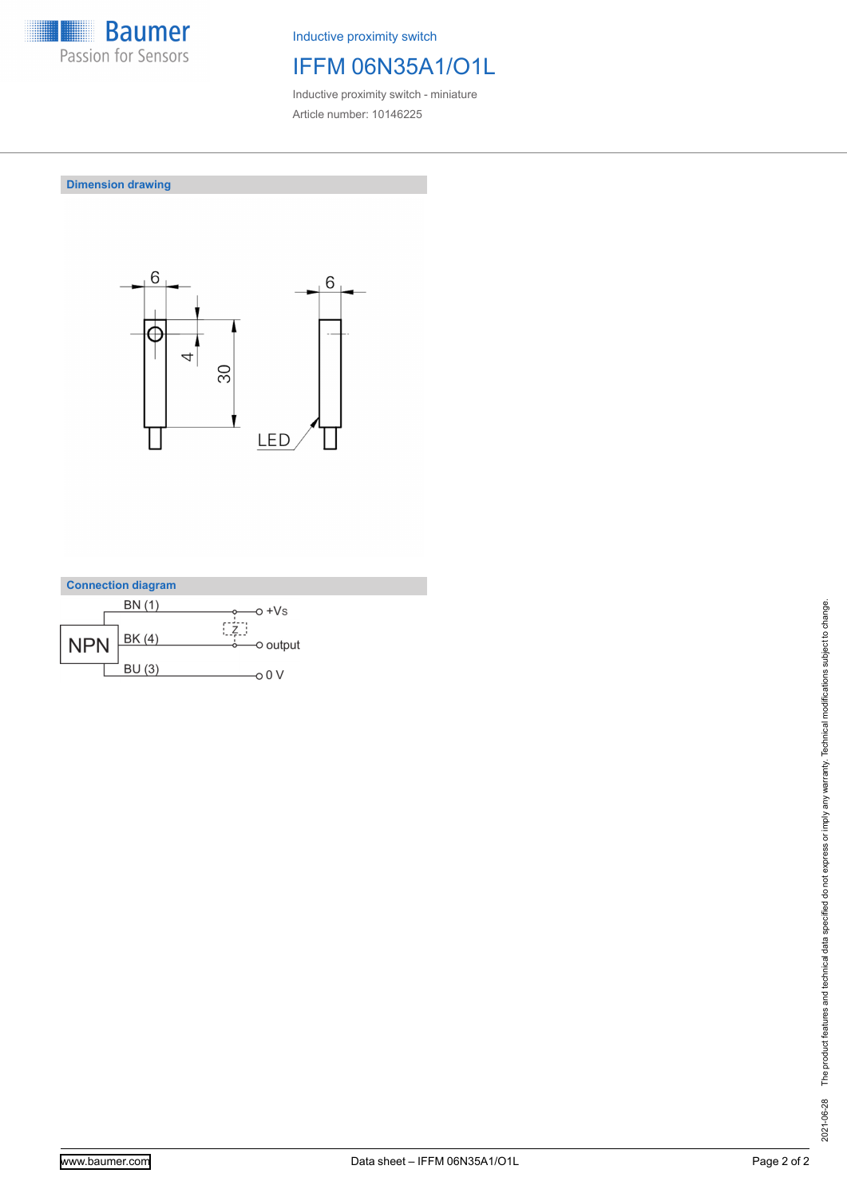Inductive proximity switch

# IFFM 06N35A1/O1L

Inductive proximity switch - miniature

Article number: 10146225

## Dimension drawing

6

4

30

6

LED

## Connection diagram

NPN

BN (1)

BK (4)

BU (3)

+Vs

Z

output

0 V

2021-06-28 The product features and technical data specified do not express or imply any warranty. Technical modifications subject to change.

www.baumer.com

Data sheet – IFFM 06N35A1/O1L